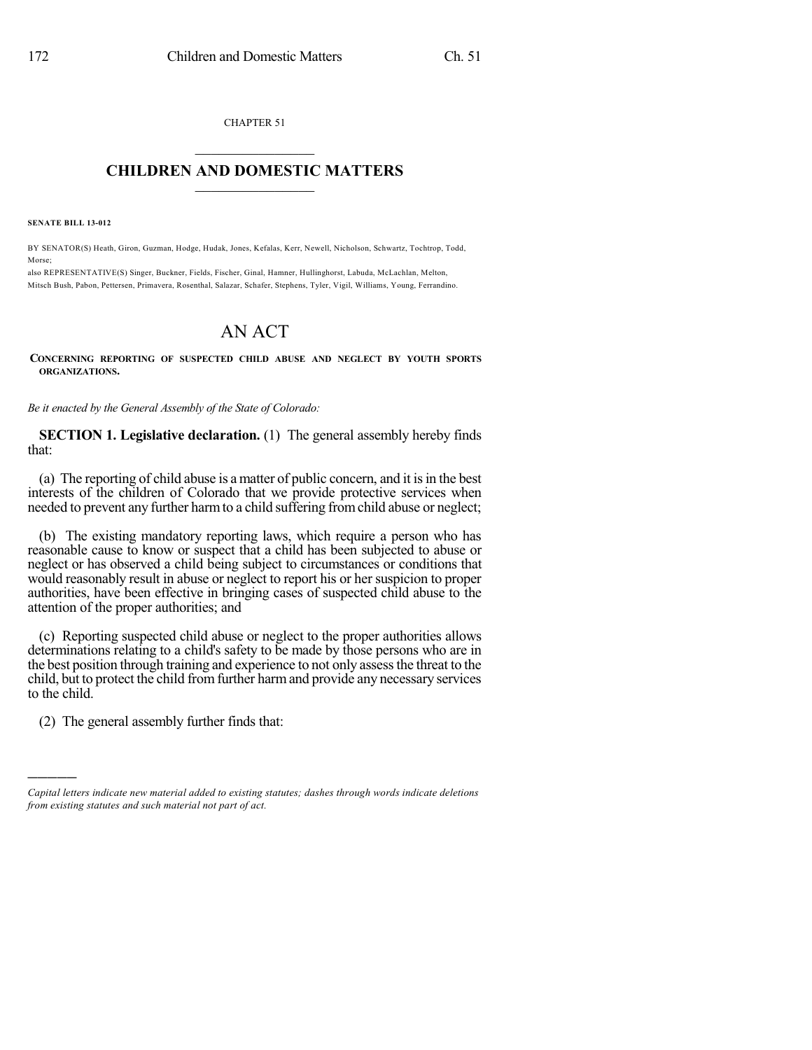CHAPTER 51

# CHILDREN AND DOMESTIC MATTERS

**SENATE BILL 13-012**

BY SENATOR(S) Heath, Giron, Guzman, Hodge, Hudak, Jones, Kefalas, Kerr, Newell, Nicholson, Schwartz, Tochtrop, Todd, Morse;

also REPRESENTATIVE(S) Singer, Buckner, Fields, Fischer, Ginal, Hamner, Hullinghorst, Labuda, McLachlan, Melton, Mitsch Bush, Pabon, Pettersen, Primavera, Rosenthal, Salazar, Schafer, Stephens, Tyler, Vigil, Williams, Young, Ferrandino.

# AN ACT

**CONCERNING REPORTING OF SUSPECTED CHILD ABUSE AND NEGLECT BY YOUTH SPORTS ORGANIZATIONS.**

*Be it enacted by the General Assembly of the State of Colorado:*

**SECTION 1. Legislative declaration.** (1) The general assembly hereby finds that:

(a) The reporting of child abuse is a matter of public concern, and it is in the best interests of the children of Colorado that we provide protective services when needed to prevent any further harm to a child suffering from child abuse or neglect;

(b) The existing mandatory reporting laws, which require a person who has reasonable cause to know or suspect that a child has been subjected to abuse or neglect or has observed a child being subject to circumstances or conditions that would reasonably result in abuse or neglect to report his or her suspicion to proper authorities, have been effective in bringing cases of suspected child abuse to the attention of the proper authorities; and

(c) Reporting suspected child abuse or neglect to the proper authorities allows determinations relating to a child's safety to be made by those persons who are in the best position through training and experience to not only assess the threat to the child, but to protect the child from further harm and provide any necessary services to the child.

(2) The general assembly further finds that:

*Capital letters indicate new material added to existing statutes; dashes through words indicate deletions from existing statutes and such material not part of act.*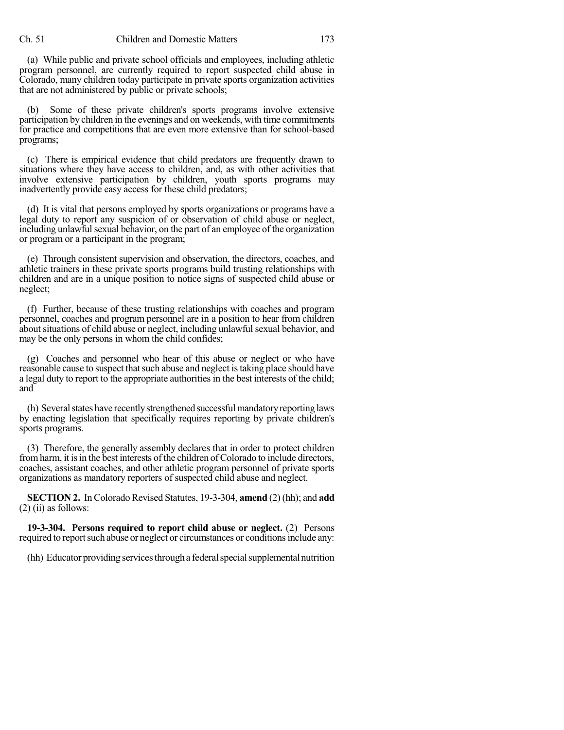(a) While public and private school officials and employees, including athletic program personnel, are currently required to report suspected child abuse in Colorado, many children today participate in private sports organization activities that are not administered by public or private schools;

(b) Some of these private children's sports programs involve extensive participation by children in the evenings and on weekends, with time commitments for practice and competitions that are even more extensive than for school-based programs;

(c) There is empirical evidence that child predators are frequently drawn to situations where they have access to children, and, as with other activities that involve extensive participation by children, youth sports programs may inadvertently provide easy access for these child predators;

(d) It is vital that persons employed by sports organizations or programs have a legal duty to report any suspicion of or observation of child abuse or neglect, including unlawful sexual behavior, on the part of an employee of the organization or program or a participant in the program;

(e) Through consistent supervision and observation, the directors, coaches, and athletic trainers in these private sports programs build trusting relationships with children and are in a unique position to notice signs of suspected child abuse or neglect;

(f) Further, because of these trusting relationships with coaches and program personnel, coaches and program personnel are in a position to hear from children about situations of child abuse or neglect, including unlawful sexual behavior, and may be the only persons in whom the child confides;

(g) Coaches and personnel who hear of this abuse or neglect or who have reasonable cause to suspect that such abuse and neglect is taking place should have a legal duty to report to the appropriate authorities in the best interests of the child; and

(h) Several states have recently strengthened successful mandatory reporting laws by enacting legislation that specifically requires reporting by private children's sports programs.

(3) Therefore, the generally assembly declares that in order to protect children from harm, it is in the best interests of the children of Colorado to include directors, coaches, assistant coaches, and other athletic program personnel of private sports organizations as mandatory reporters of suspected child abuse and neglect.

**SECTION 2.** In Colorado Revised Statutes, 19-3-304, **amend** (2) (hh); and **add** (2) (ii) as follows:

**19-3-304. Persons required to report child abuse or neglect.** (2) Persons required to report such abuse or neglect or circumstances or conditions include any:

(hh) Educator providing services through a federal special supplemental nutrition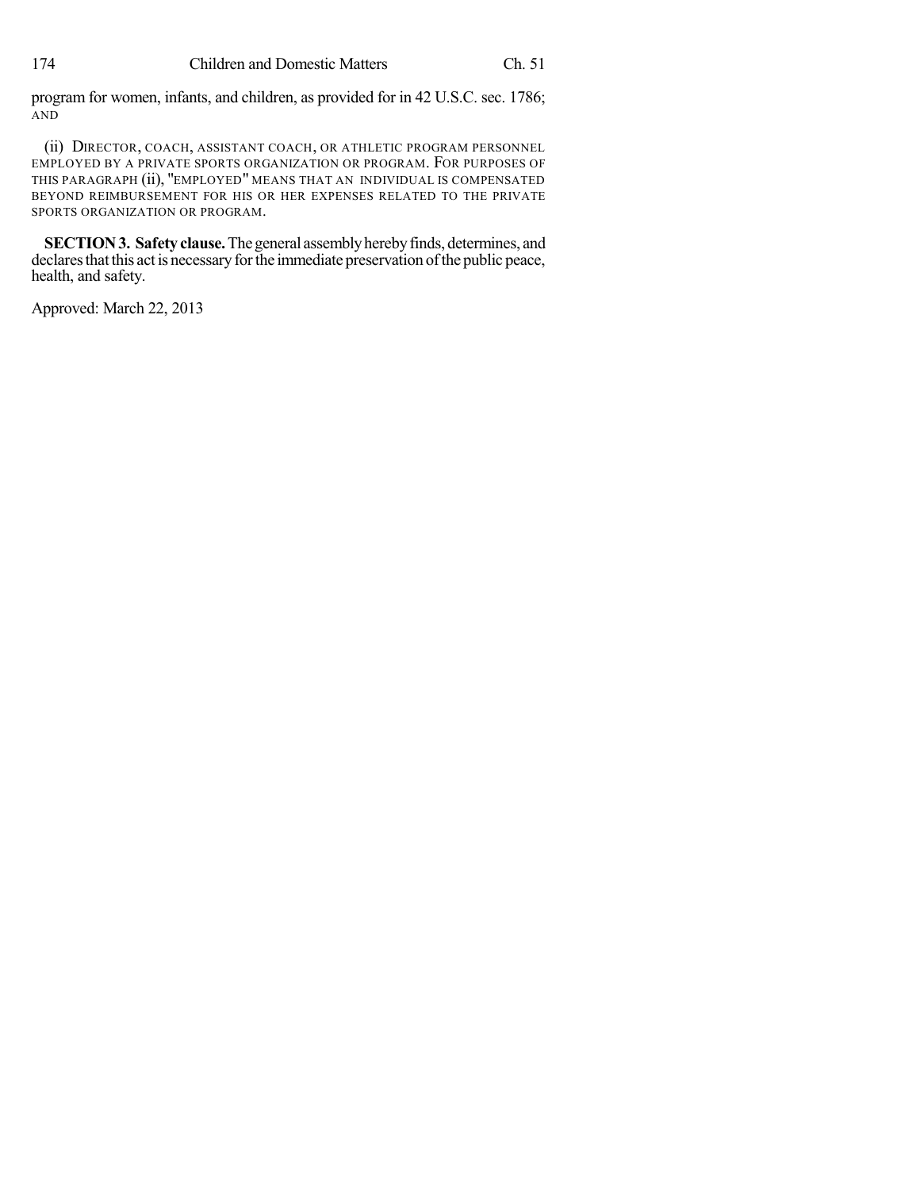program for women, infants, and children, as provided for in 42 U.S.C. sec. 1786; AND

(ii) DIRECTOR, COACH, ASSISTANT COACH, OR ATHLETIC PROGRAM PERSONNEL EMPLOYED BY A PRIVATE SPORTS ORGANIZATION OR PROGRAM. FOR PURPOSES OF THIS PARAGRAPH (ii), "EMPLOYED" MEANS THAT AN INDIVIDUAL IS COMPENSATED BEYOND REIMBURSEMENT FOR HIS OR HER EXPENSES RELATED TO THE PRIVATE SPORTS ORGANIZATION OR PROGRAM.

**SECTION 3. Safety clause.** The general assembly hereby finds, determines, and declares that this act is necessary for the immediate preservation of the public peace, health, and safety.

Approved: March 22, 2013